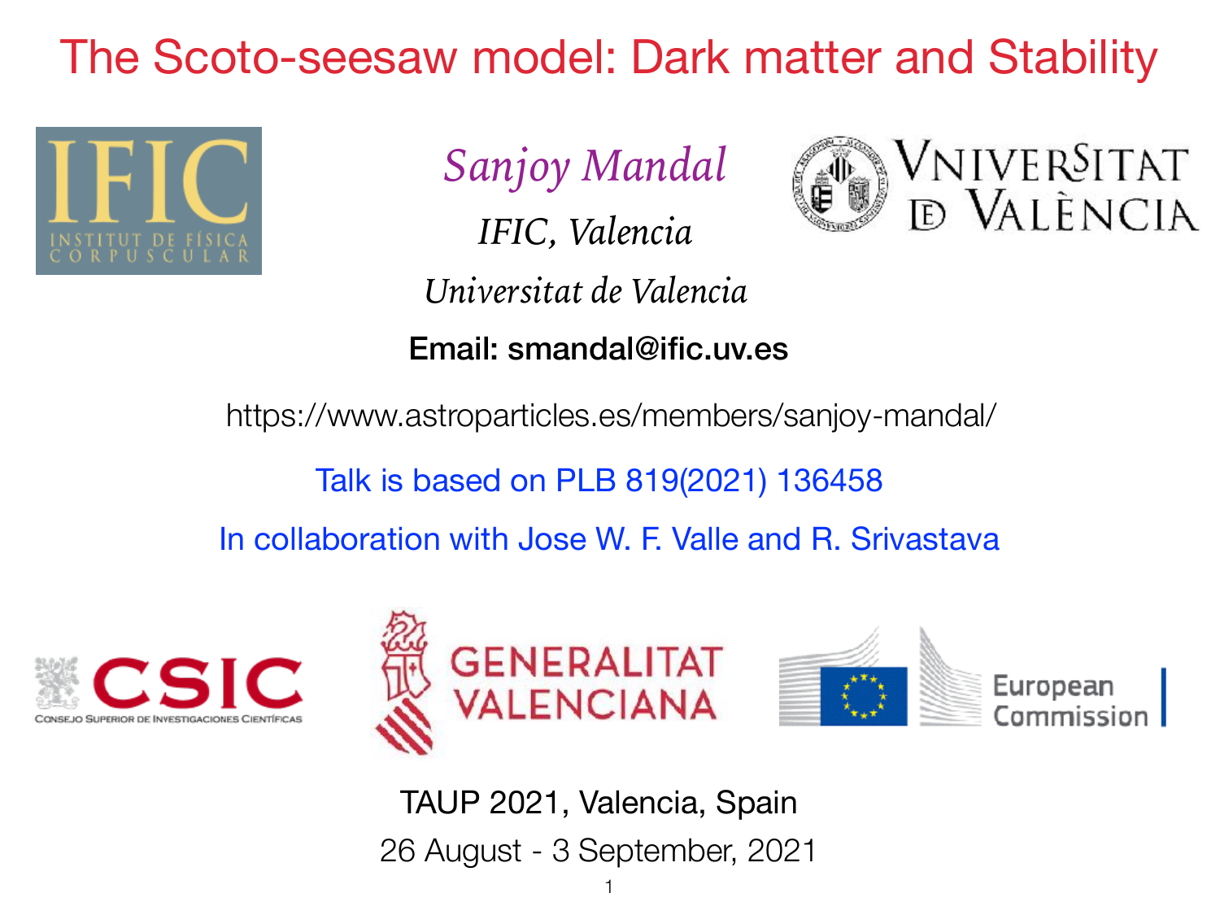# The Scoto-seesaw model: Dark matter and Stability

*Sanjoy Mandal*

*IFIC, Valencia*

*Universitat de Valencia*

**Email: smandal@ific.uv.es**

https://www.astroparticles.es/members/sanjoy-mandal/

Talk is based on PLB 819(2021) 136458

In collaboration with Jose W. F. Valle and R. Srivastava

TAUP 2021, Valencia, Spain

26 August - 3 September, 2021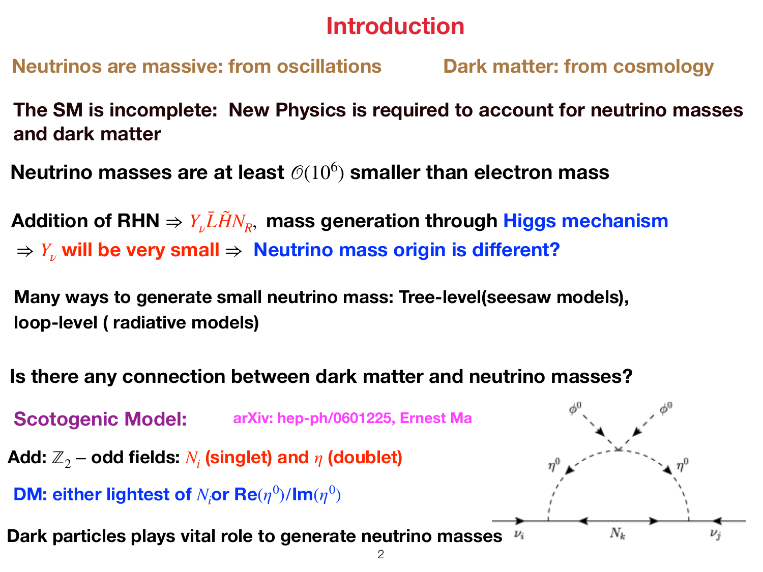# Introduction

**Neutrinos are massive: from oscillations** **Dark matter: from cosmology**

**The SM is incomplete: New Physics is required to account for neutrino masses and dark matter**

**Neutrino masses are at least $\mathcal{O}(10^6)$ smaller than electron mass**

**Addition of RHN ⇒ $Y_\nu \bar{L}\tilde{H}N_R$, mass generation through Higgs mechanism**
**⇒ $Y_\nu$ will be very small ⇒ Neutrino mass origin is different?**

**Many ways to generate small neutrino mass: Tree-level(seesaw models), loop-level ( radiative models)**

**Is there any connection between dark matter and neutrino masses?**

**Scotogenic Model:** **arXiv: hep-ph/0601225, Ernest Ma**

**Add: $\mathbb{Z}_2$ – odd fields: $N_i$ (singlet) and $\eta$ (doublet)**

**DM: either lightest of $N_i$or Re$(\eta^0)$/Im$(\eta^0)$**

**Dark particles plays vital role to generate neutrino masses**

$\phi^0$ $\phi^0$ $\eta^0$ $\eta^0$ $\nu_i$ $N_k$ $\nu_j$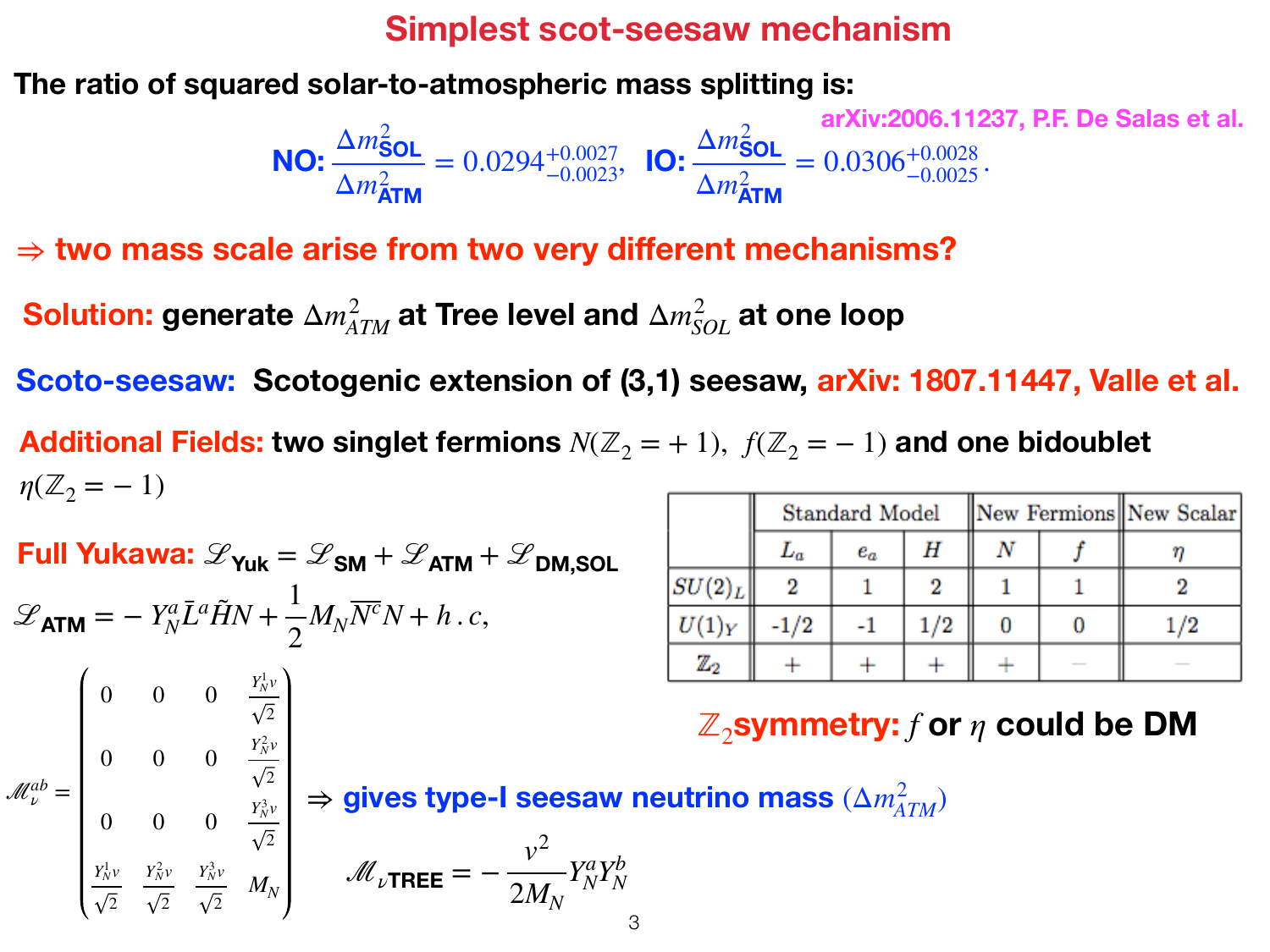# Simplest scot-seesaw mechanism

**The ratio of squared solar-to-atmospheric mass splitting is:**

arXiv:2006.11237, P.F. De Salas et al.

$$\textbf{NO: } \frac{\Delta m^2_{\textsf{SOL}}}{\Delta m^2_{\textsf{ATM}}} = 0.0294^{+0.0027}_{-0.0023}, \quad \textbf{IO: } \frac{\Delta m^2_{\textsf{SOL}}}{\Delta m^2_{\textsf{ATM}}} = 0.0306^{+0.0028}_{-0.0025}.$$

**⇒ two mass scale arise from two very different mechanisms?**

**Solution:** generate $\Delta m^2_{ATM}$ at Tree level and $\Delta m^2_{SOL}$ at one loop

**Scoto-seesaw:** Scotogenic extension of (3,1) seesaw, arXiv: 1807.11447, Valle et al.

**Additional Fields:** two singlet fermions $N(\mathbb{Z}_2 = +1),\ f(\mathbb{Z}_2 = -1)$ and one bidoublet $\eta(\mathbb{Z}_2 = -1)$

| | Standard Model | | | New Fermions | | New Scalar |
|---|---|---|---|---|---|---|
| | $L_a$ | $e_a$ | $H$ | $N$ | $f$ | $\eta$ |
| $SU(2)_L$ | 2 | 1 | 2 | 1 | 1 | 2 |
| $U(1)_Y$ | -1/2 | -1 | 1/2 | 0 | 0 | 1/2 |
| $\mathbb{Z}_2$ | + | + | + | + | − | − |

**$\mathbb{Z}_2$ symmetry:** $f$ or $\eta$ could be DM

**Full Yukawa:** $\mathscr{L}_{\textsf{Yuk}} = \mathscr{L}_{\textsf{SM}} + \mathscr{L}_{\textsf{ATM}} + \mathscr{L}_{\textsf{DM,SOL}}$

$$\mathscr{L}_{\textsf{ATM}} = -Y^a_N \bar{L}^a \tilde{H} N + \frac{1}{2} M_N \overline{N^c} N + h.c,$$

$$\mathscr{M}^{ab}_\nu = \begin{pmatrix} 0 & 0 & 0 & \frac{Y^1_N v}{\sqrt{2}} \\ 0 & 0 & 0 & \frac{Y^2_N v}{\sqrt{2}} \\ 0 & 0 & 0 & \frac{Y^3_N v}{\sqrt{2}} \\ \frac{Y^1_N v}{\sqrt{2}} & \frac{Y^2_N v}{\sqrt{2}} & \frac{Y^3_N v}{\sqrt{2}} & M_N \end{pmatrix}$$

⇒ **gives type-I seesaw neutrino mass** ($\Delta m^2_{ATM}$)

$$\mathscr{M}_{\nu\textsf{TREE}} = -\frac{v^2}{2M_N} Y^a_N Y^b_N$$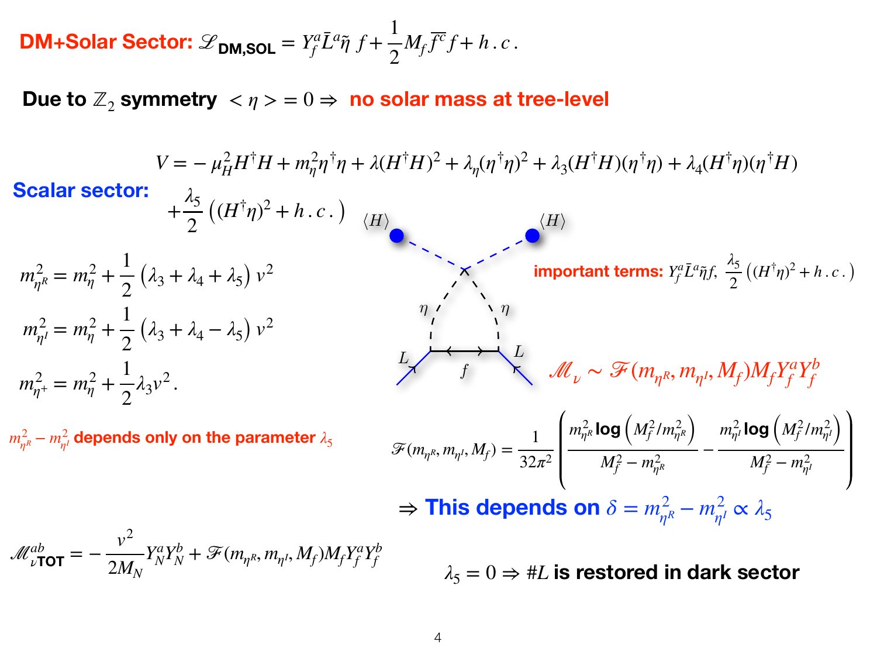**DM+Solar Sector:** $\mathscr{L}_{\text{DM,SOL}} = Y_f^a \bar{L}^a \tilde{\eta}\, f + \frac{1}{2} M_f \overline{f^c} f + h.c.$

**Due to $\mathbb{Z}_2$ symmetry** $<\eta> = 0 \Rightarrow$ **no solar mass at tree-level**

**Scalar sector:**

$$V = -\mu_H^2 H^\dagger H + m_\eta^2 \eta^\dagger \eta + \lambda (H^\dagger H)^2 + \lambda_\eta (\eta^\dagger \eta)^2 + \lambda_3 (H^\dagger H)(\eta^\dagger \eta) + \lambda_4 (H^\dagger \eta)(\eta^\dagger H) + \frac{\lambda_5}{2}\left((H^\dagger \eta)^2 + h.c.\right)$$

$$m_{\eta^R}^2 = m_\eta^2 + \frac{1}{2}\left(\lambda_3 + \lambda_4 + \lambda_5\right) v^2$$

$$m_{\eta^I}^2 = m_\eta^2 + \frac{1}{2}\left(\lambda_3 + \lambda_4 - \lambda_5\right) v^2$$

$$m_{\eta^+}^2 = m_\eta^2 + \frac{1}{2}\lambda_3 v^2 .$$

$m_{\eta^R}^2 - m_{\eta^I}^2$ **depends only on the parameter** $\lambda_5$

**important terms:** $Y_f^a \bar{L}^a \tilde{\eta} f,\ \frac{\lambda_5}{2}\left((H^\dagger \eta)^2 + h.c.\right)$

$$\mathscr{M}_\nu \sim \mathscr{F}(m_{\eta^R}, m_{\eta^I}, M_f) M_f Y_f^a Y_f^b$$

$$\mathscr{F}(m_{\eta^R}, m_{\eta^I}, M_f) = \frac{1}{32\pi^2}\left(\frac{m_{\eta^R}^2 \log\left(M_f^2/m_{\eta^R}^2\right)}{M_f^2 - m_{\eta^R}^2} - \frac{m_{\eta^I}^2 \log\left(M_f^2/m_{\eta^I}^2\right)}{M_f^2 - m_{\eta^I}^2}\right)$$

$\Rightarrow$ **This depends on** $\delta = m_{\eta^R}^2 - m_{\eta^I}^2 \propto \lambda_5$

$$\mathscr{M}_{\nu\text{TOT}}^{ab} = -\frac{v^2}{2M_N} Y_N^a Y_N^b + \mathscr{F}(m_{\eta^R}, m_{\eta^I}, M_f) M_f Y_f^a Y_f^b$$

$\lambda_5 = 0 \Rightarrow \#L$ **is restored in dark sector**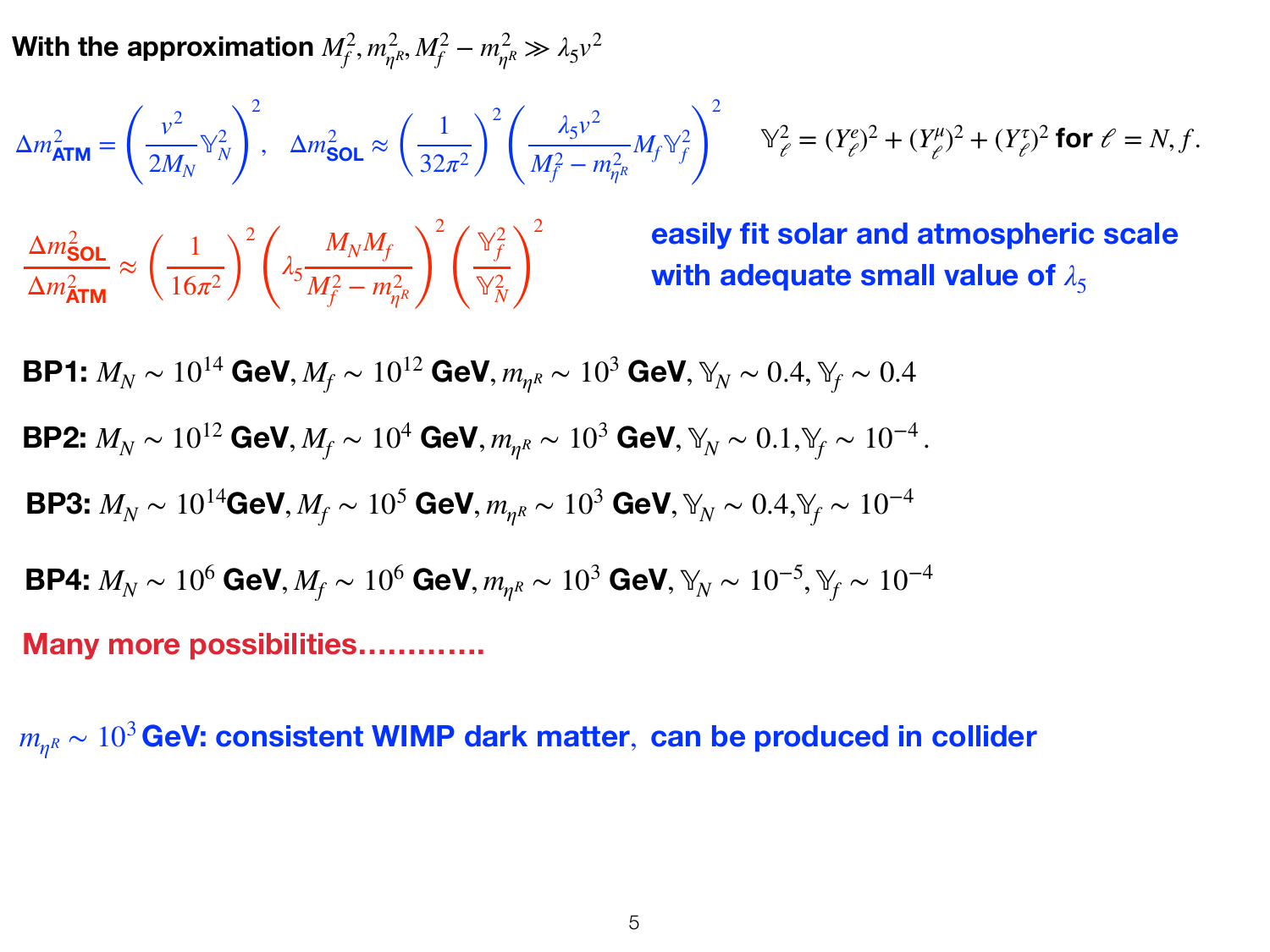**With the approximation** $M_f^2, m_{\eta^R}^2, M_f^2 - m_{\eta^R}^2 \gg \lambda_5 v^2$

$$\Delta m^2_{\textbf{ATM}} = \left(\frac{v^2}{2M_N}\mathbb{Y}_N^2\right)^2, \quad \Delta m^2_{\textbf{SOL}} \approx \left(\frac{1}{32\pi^2}\right)^2 \left(\frac{\lambda_5 v^2}{M_f^2 - m_{\eta^R}^2} M_f \mathbb{Y}_f^2\right)^2 \qquad \mathbb{Y}_\ell^2 = (Y_\ell^e)^2 + (Y_\ell^\mu)^2 + (Y_\ell^\tau)^2 \textbf{ for } \ell = N, f.$$

$$\frac{\Delta m^2_{\textbf{SOL}}}{\Delta m^2_{\textbf{ATM}}} \approx \left(\frac{1}{16\pi^2}\right)^2 \left(\lambda_5 \frac{M_N M_f}{M_f^2 - m_{\eta^R}^2}\right)^2 \left(\frac{\mathbb{Y}_f^2}{\mathbb{Y}_N^2}\right)^2$$

**easily fit solar and atmospheric scale with adequate small value of** $\lambda_5$

**BP1:** $M_N \sim 10^{14}$ **GeV**, $M_f \sim 10^{12}$ **GeV**, $m_{\eta^R} \sim 10^3$ **GeV**, $\mathbb{Y}_N \sim 0.4$, $\mathbb{Y}_f \sim 0.4$

**BP2:** $M_N \sim 10^{12}$ **GeV**, $M_f \sim 10^4$ **GeV**, $m_{\eta^R} \sim 10^3$ **GeV**, $\mathbb{Y}_N \sim 0.1$, $\mathbb{Y}_f \sim 10^{-4}$.

**BP3:** $M_N \sim 10^{14}$**GeV**, $M_f \sim 10^5$ **GeV**, $m_{\eta^R} \sim 10^3$ **GeV**, $\mathbb{Y}_N \sim 0.4$, $\mathbb{Y}_f \sim 10^{-4}$

**BP4:** $M_N \sim 10^6$ **GeV**, $M_f \sim 10^6$ **GeV**, $m_{\eta^R} \sim 10^3$ **GeV**, $\mathbb{Y}_N \sim 10^{-5}$, $\mathbb{Y}_f \sim 10^{-4}$

**Many more possibilities…………**

$m_{\eta^R} \sim 10^3$ **GeV: consistent WIMP dark matter, can be produced in collider**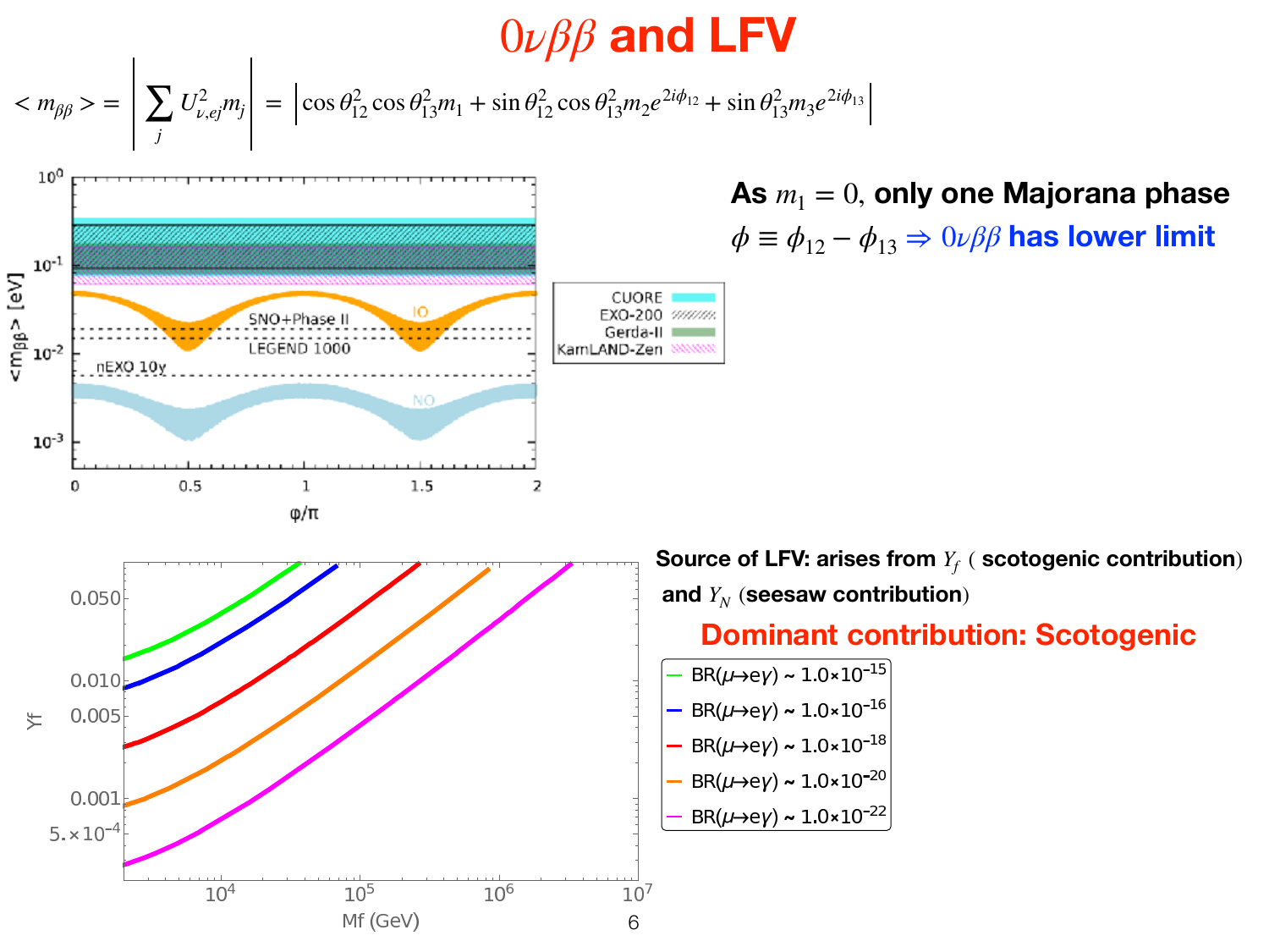# $0\nu\beta\beta$ and LFV

$$< m_{\beta\beta} > = \left| \sum_j U_{\nu,ej}^2 m_j \right| = \left| \cos\theta_{12}^2 \cos\theta_{13}^2 m_1 + \sin\theta_{12}^2 \cos\theta_{13}^2 m_2 e^{2i\phi_{12}} + \sin\theta_{13}^2 m_3 e^{2i\phi_{13}} \right|$$

**As $m_1 = 0$, only one Majorana phase $\phi \equiv \phi_{12} - \phi_{13} \Rightarrow 0\nu\beta\beta$ has lower limit**

**Source of LFV: arises from $Y_f$ ( scotogenic contribution) and $Y_N$ (seesaw contribution)**

**Dominant contribution: Scotogenic**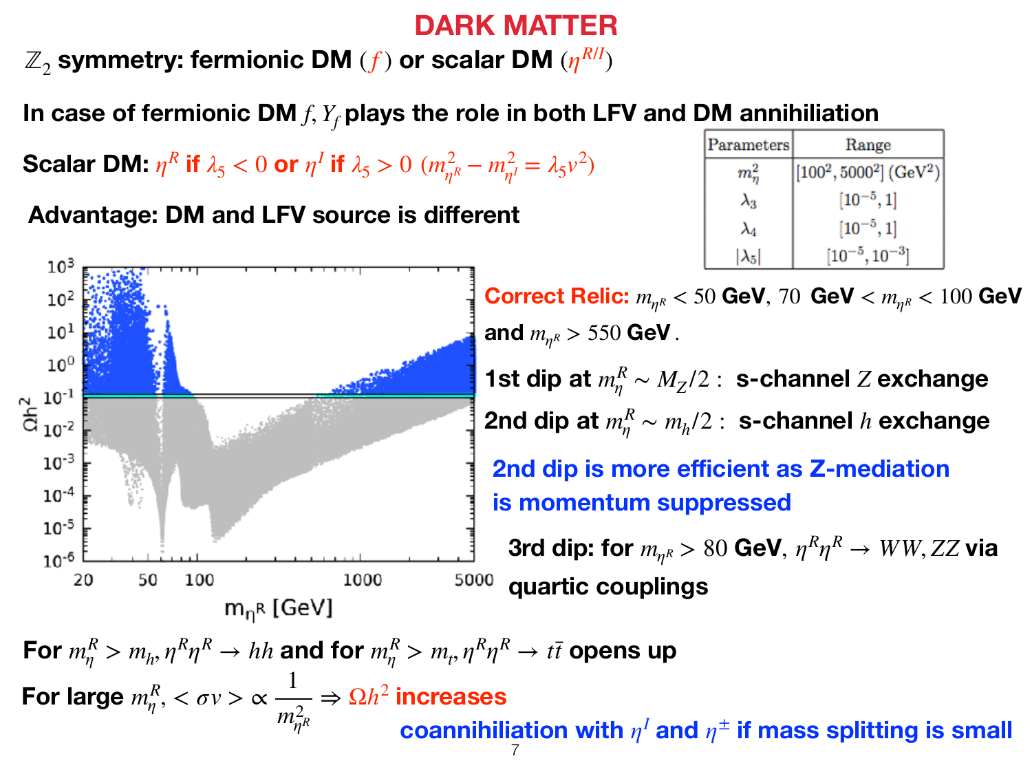# DARK MATTER

$\mathbb{Z}_2$ **symmetry: fermionic DM** $(f)$ **or scalar DM** $(\eta^{R/I})$

**In case of fermionic DM** $f$**,** $Y_f$ **plays the role in both LFV and DM annihiliation**

**Scalar DM:** $\eta^R$ **if** $\lambda_5 < 0$ **or** $\eta^I$ **if** $\lambda_5 > 0$ $(m^2_{\eta^R} - m^2_{\eta^I} = \lambda_5 v^2)$

**Advantage: DM and LFV source is different**

| Parameters | Range |
|---|---|
| $m^2_\eta$ | $[100^2, 5000^2]$ (GeV$^2$) |
| $\lambda_3$ | $[10^{-5}, 1]$ |
| $\lambda_4$ | $[10^{-5}, 1]$ |
| $\lvert\lambda_5\rvert$ | $[10^{-5}, 10^{-3}]$ |

**Correct Relic:** $m_{\eta^R} < 50$ **GeV**, $70$ **GeV** $< m_{\eta^R} < 100$ **GeV** **and** $m_{\eta^R} > 550$ **GeV**.

**1st dip at** $m^R_\eta \sim M_Z/2$ **: s-channel** $Z$ **exchange**

**2nd dip at** $m^R_\eta \sim m_h/2$ **: s-channel** $h$ **exchange**

**2nd dip is more efficient as Z-mediation is momentum suppressed**

**3rd dip: for** $m_{\eta^R} > 80$ **GeV,** $\eta^R\eta^R \to WW, ZZ$ **via quartic couplings**

**For** $m^R_\eta > m_h$, $\eta^R\eta^R \to hh$ **and for** $m^R_\eta > m_t$, $\eta^R\eta^R \to t\bar{t}$ **opens up**

**For large** $m^R_\eta$, $<\sigma v> \propto \frac{1}{m^2_{\eta^R}} \Rightarrow \Omega h^2$ **increases**

**coannihiliation with** $\eta^I$ **and** $\eta^\pm$ **if mass splitting is small**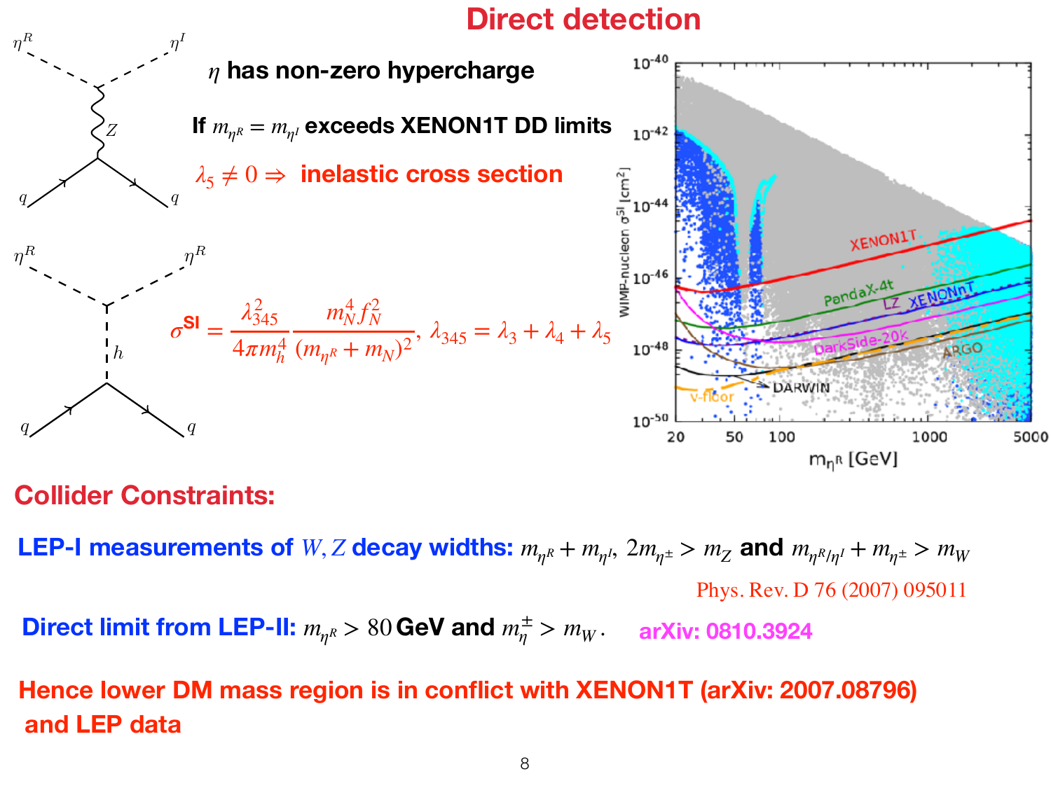# Direct detection

$\eta$ **has non-zero hypercharge**

**If** $m_{\eta^R} = m_{\eta^I}$ **exceeds XENON1T DD limits**

$\lambda_5 \neq 0 \Rightarrow$ **inelastic cross section**

$$\sigma^{\rm SI} = \frac{\lambda_{345}^2}{4\pi m_h^4} \frac{m_N^4 f_N^2}{(m_{\eta^R} + m_N)^2}, \ \lambda_{345} = \lambda_3 + \lambda_4 + \lambda_5$$

## Collider Constraints:

**LEP-I measurements of** $W, Z$ **decay widths:** $m_{\eta^R} + m_{\eta^I},\ 2m_{\eta^\pm} > m_Z$ **and** $m_{\eta^R/\eta^I} + m_{\eta^\pm} > m_W$

Phys. Rev. D 76 (2007) 095011

**Direct limit from LEP-II:** $m_{\eta^R} > 80$ **GeV and** $m_\eta^\pm > m_W$. **arXiv: 0810.3924**

**Hence lower DM mass region is in conflict with XENON1T (arXiv: 2007.08796) and LEP data**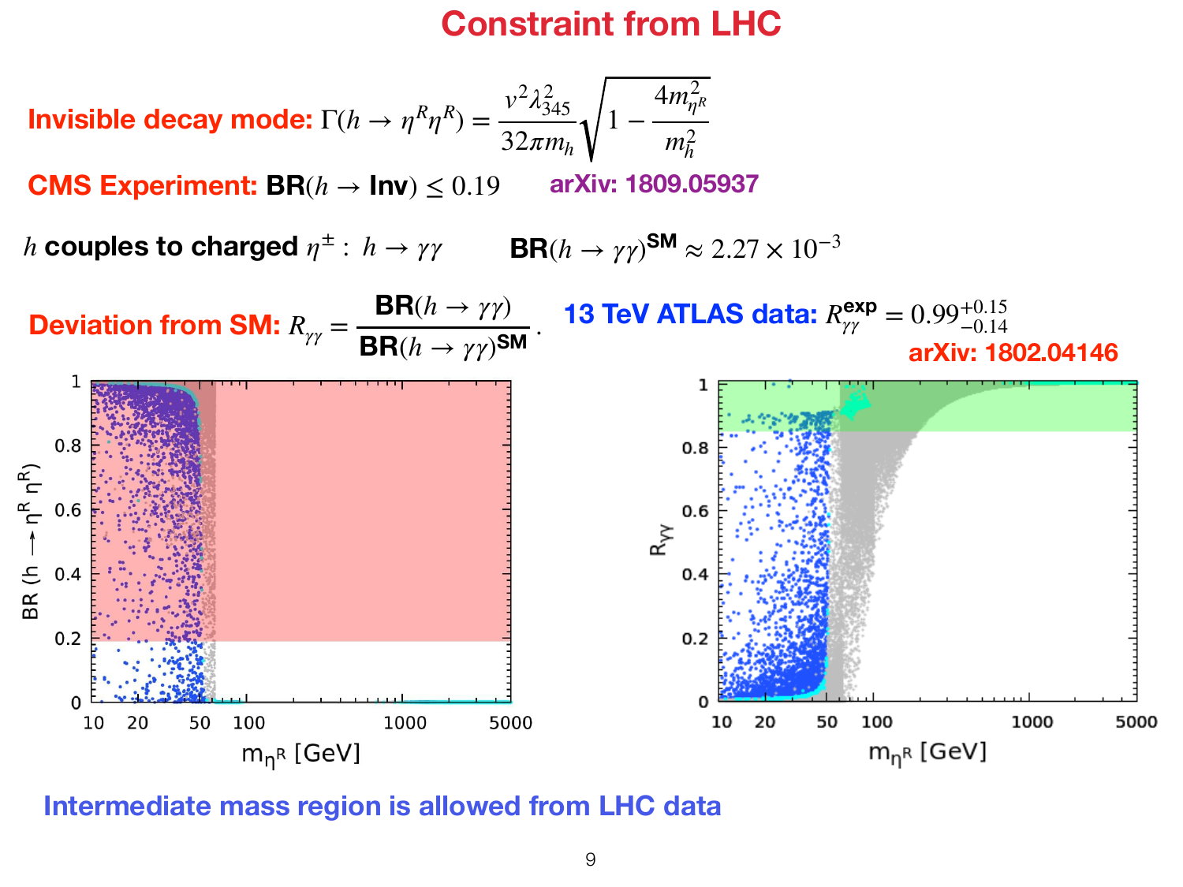# Constraint from LHC

**Invisible decay mode:** $\Gamma(h \to \eta^R \eta^R) = \dfrac{v^2 \lambda_{345}^2}{32\pi m_h} \sqrt{1 - \dfrac{4m_{\eta^R}^2}{m_h^2}}$

**CMS Experiment:** $\textbf{BR}(h \to \textbf{Inv}) \leq 0.19$ **arXiv: 1809.05937**

$h$ **couples to charged** $\eta^\pm$ **:** $h \to \gamma\gamma$ $\quad$ $\textbf{BR}(h \to \gamma\gamma)^{\textbf{SM}} \approx 2.27 \times 10^{-3}$

**Deviation from SM:** $R_{\gamma\gamma} = \dfrac{\textbf{BR}(h \to \gamma\gamma)}{\textbf{BR}(h \to \gamma\gamma)^{\textbf{SM}}}$ . $\quad$ **13 TeV ATLAS data:** $R_{\gamma\gamma}^{\textbf{exp}} = 0.99^{+0.15}_{-0.14}$

**arXiv: 1802.04146**

**Intermediate mass region is allowed from LHC data**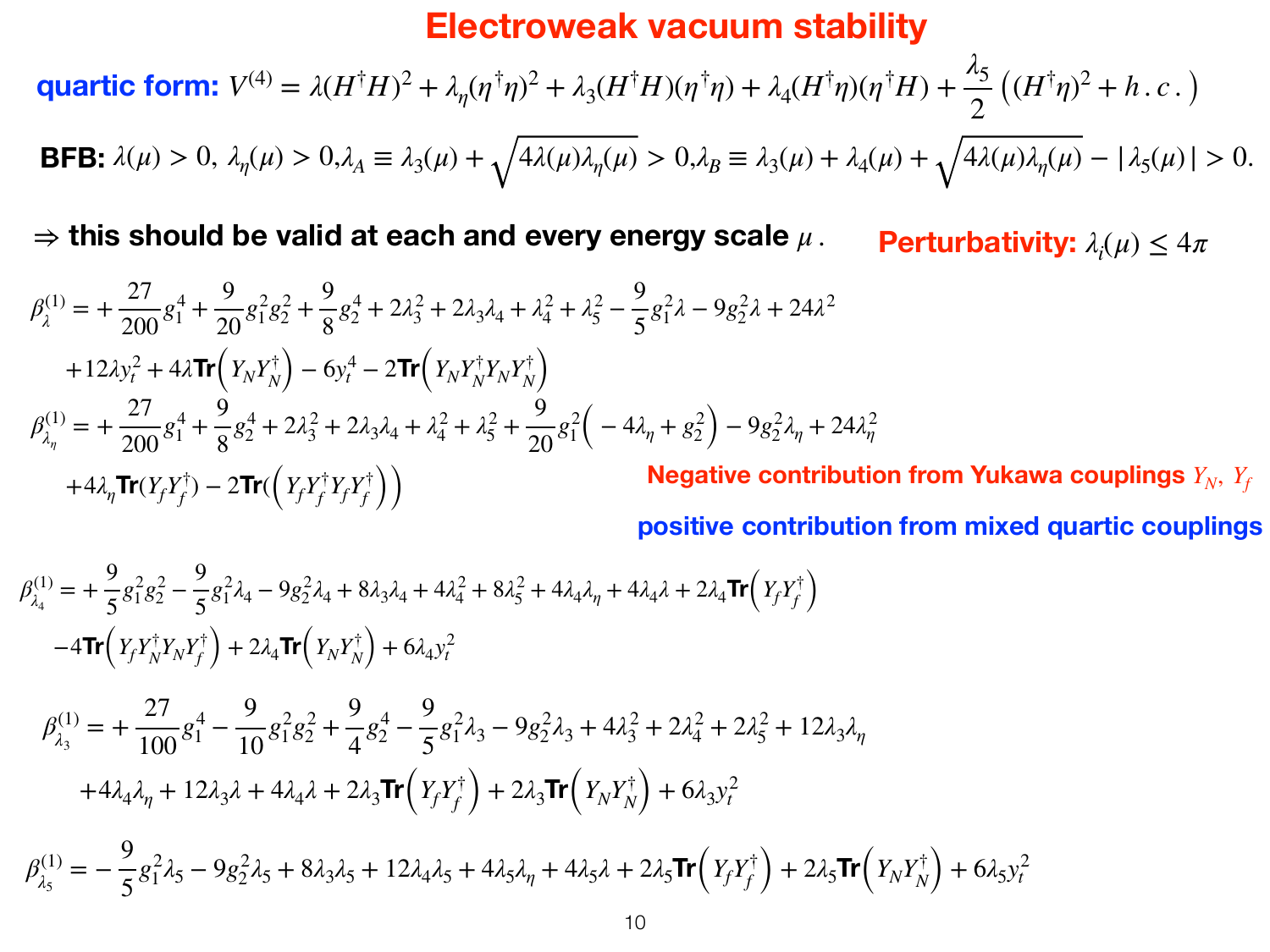# Electroweak vacuum stability

**quartic form:** $V^{(4)} = \lambda(H^\dagger H)^2 + \lambda_\eta(\eta^\dagger\eta)^2 + \lambda_3(H^\dagger H)(\eta^\dagger\eta) + \lambda_4(H^\dagger\eta)(\eta^\dagger H) + \frac{\lambda_5}{2}\left((H^\dagger\eta)^2 + h.c.\right)$

**BFB:** $\lambda(\mu) > 0,\ \lambda_\eta(\mu) > 0, \lambda_A \equiv \lambda_3(\mu) + \sqrt{4\lambda(\mu)\lambda_\eta(\mu)} > 0, \lambda_B \equiv \lambda_3(\mu) + \lambda_4(\mu) + \sqrt{4\lambda(\mu)\lambda_\eta(\mu)} - |\lambda_5(\mu)| > 0.$

$\Rightarrow$ **this should be valid at each and every energy scale $\mu$.**

**Perturbativity:** $\lambda_i(\mu) \leq 4\pi$

$$
\begin{aligned}
\beta_\lambda^{(1)} = &+\frac{27}{200}g_1^4 + \frac{9}{20}g_1^2g_2^2 + \frac{9}{8}g_2^4 + 2\lambda_3^2 + 2\lambda_3\lambda_4 + \lambda_4^2 + \lambda_5^2 - \frac{9}{5}g_1^2\lambda - 9g_2^2\lambda + 24\lambda^2 \\
&+12\lambda y_t^2 + 4\lambda\mathbf{Tr}\left(Y_NY_N^\dagger\right) - 6y_t^4 - 2\mathbf{Tr}\left(Y_NY_N^\dagger Y_NY_N^\dagger\right)
\end{aligned}
$$

$$
\begin{aligned}
\beta_{\lambda_\eta}^{(1)} = &+\frac{27}{200}g_1^4 + \frac{9}{8}g_2^4 + 2\lambda_3^2 + 2\lambda_3\lambda_4 + \lambda_4^2 + \lambda_5^2 + \frac{9}{20}g_1^2\left(-4\lambda_\eta + g_2^2\right) - 9g_2^2\lambda_\eta + 24\lambda_\eta^2 \\
&+4\lambda_\eta\mathbf{Tr}(Y_fY_f^\dagger) - 2\mathbf{Tr}(\left(Y_fY_f^\dagger Y_fY_f^\dagger\right))
\end{aligned}
$$

**Negative contribution from Yukawa couplings $Y_N$, $Y_f$**

**positive contribution from mixed quartic couplings**

$$
\begin{aligned}
\beta_{\lambda_4}^{(1)} = &+\frac{9}{5}g_1^2g_2^2 - \frac{9}{5}g_1^2\lambda_4 - 9g_2^2\lambda_4 + 8\lambda_3\lambda_4 + 4\lambda_4^2 + 8\lambda_5^2 + 4\lambda_4\lambda_\eta + 4\lambda_4\lambda + 2\lambda_4\mathbf{Tr}\left(Y_fY_f^\dagger\right) \\
&-4\mathbf{Tr}\left(Y_fY_N^\dagger Y_NY_f^\dagger\right) + 2\lambda_4\mathbf{Tr}\left(Y_NY_N^\dagger\right) + 6\lambda_4y_t^2
\end{aligned}
$$

$$
\begin{aligned}
\beta_{\lambda_3}^{(1)} = &+\frac{27}{100}g_1^4 - \frac{9}{10}g_1^2g_2^2 + \frac{9}{4}g_2^4 - \frac{9}{5}g_1^2\lambda_3 - 9g_2^2\lambda_3 + 4\lambda_3^2 + 2\lambda_4^2 + 2\lambda_5^2 + 12\lambda_3\lambda_\eta \\
&+4\lambda_4\lambda_\eta + 12\lambda_3\lambda + 4\lambda_4\lambda + 2\lambda_3\mathbf{Tr}\left(Y_fY_f^\dagger\right) + 2\lambda_3\mathbf{Tr}\left(Y_NY_N^\dagger\right) + 6\lambda_3y_t^2
\end{aligned}
$$

$$
\beta_{\lambda_5}^{(1)} = -\frac{9}{5}g_1^2\lambda_5 - 9g_2^2\lambda_5 + 8\lambda_3\lambda_5 + 12\lambda_4\lambda_5 + 4\lambda_5\lambda_\eta + 4\lambda_5\lambda + 2\lambda_5\mathbf{Tr}\left(Y_fY_f^\dagger\right) + 2\lambda_5\mathbf{Tr}\left(Y_NY_N^\dagger\right) + 6\lambda_5y_t^2
$$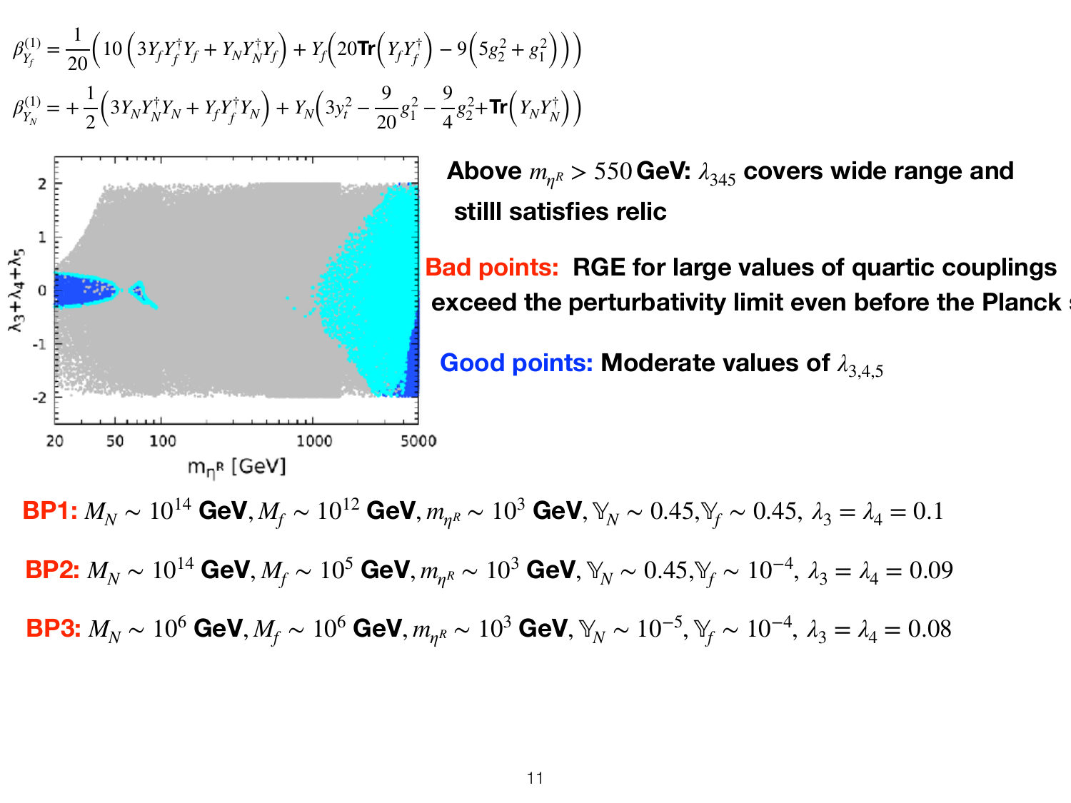$$\beta^{(1)}_{Y_f} = \frac{1}{20}\Big( 10\left(3Y_f Y_f^\dagger Y_f + Y_N Y_N^\dagger Y_f\right) + Y_f\Big(20\mathbf{Tr}\left(Y_f Y_f^\dagger\right) - 9\left(5g_2^2 + g_1^2\right)\Big)\Big)$$

$$\beta^{(1)}_{Y_N} = +\frac{1}{2}\left(3Y_N Y_N^\dagger Y_N + Y_f Y_f^\dagger Y_N\right) + Y_N\left(3y_t^2 - \frac{9}{20}g_1^2 - \frac{9}{4}g_2^2 + \mathbf{Tr}\left(Y_N Y_N^\dagger\right)\right)$$

**Above $m_{\eta^R} > 550$ GeV: $\lambda_{345}$ covers wide range and still satisfies relic**

**Bad points: RGE for large values of quartic couplings exceed the perturbativity limit even before the Planck**

**Good points: Moderate values of $\lambda_{3,4,5}$**

**BP1:** $M_N \sim 10^{14}$ **GeV**, $M_f \sim 10^{12}$ **GeV**, $m_{\eta^R} \sim 10^3$ **GeV**, $\mathbb{Y}_N \sim 0.45, \mathbb{Y}_f \sim 0.45,\ \lambda_3 = \lambda_4 = 0.1$

**BP2:** $M_N \sim 10^{14}$ **GeV**, $M_f \sim 10^5$ **GeV**, $m_{\eta^R} \sim 10^3$ **GeV**, $\mathbb{Y}_N \sim 0.45, \mathbb{Y}_f \sim 10^{-4},\ \lambda_3 = \lambda_4 = 0.09$

**BP3:** $M_N \sim 10^6$ **GeV**, $M_f \sim 10^6$ **GeV**, $m_{\eta^R} \sim 10^3$ **GeV**, $\mathbb{Y}_N \sim 10^{-5}, \mathbb{Y}_f \sim 10^{-4},\ \lambda_3 = \lambda_4 = 0.08$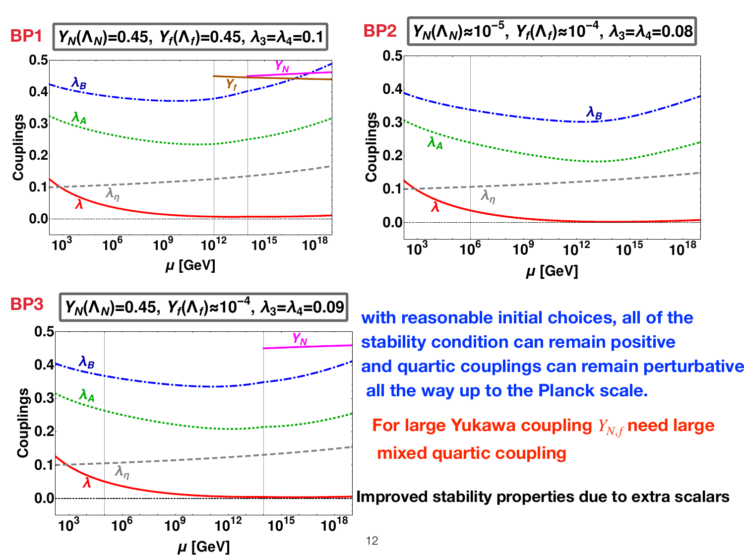**BP1** $Y_N(\Lambda_N)=0.45,\ Y_f(\Lambda_f)=0.45,\ \lambda_3=\lambda_4=0.1$

**BP2** $Y_N(\Lambda_N)\approx 10^{-5},\ Y_f(\Lambda_f)\approx 10^{-4},\ \lambda_3=\lambda_4=0.08$

**BP3** $Y_N(\Lambda_N)=0.45,\ Y_f(\Lambda_f)\approx 10^{-4},\ \lambda_3=\lambda_4=0.09$

with reasonable initial choices, all of the stability condition can remain positive and quartic couplings can remain perturbative all the way up to the Planck scale.

For large Yukawa coupling $Y_{N,f}$ need large mixed quartic coupling

Improved stability properties due to extra scalars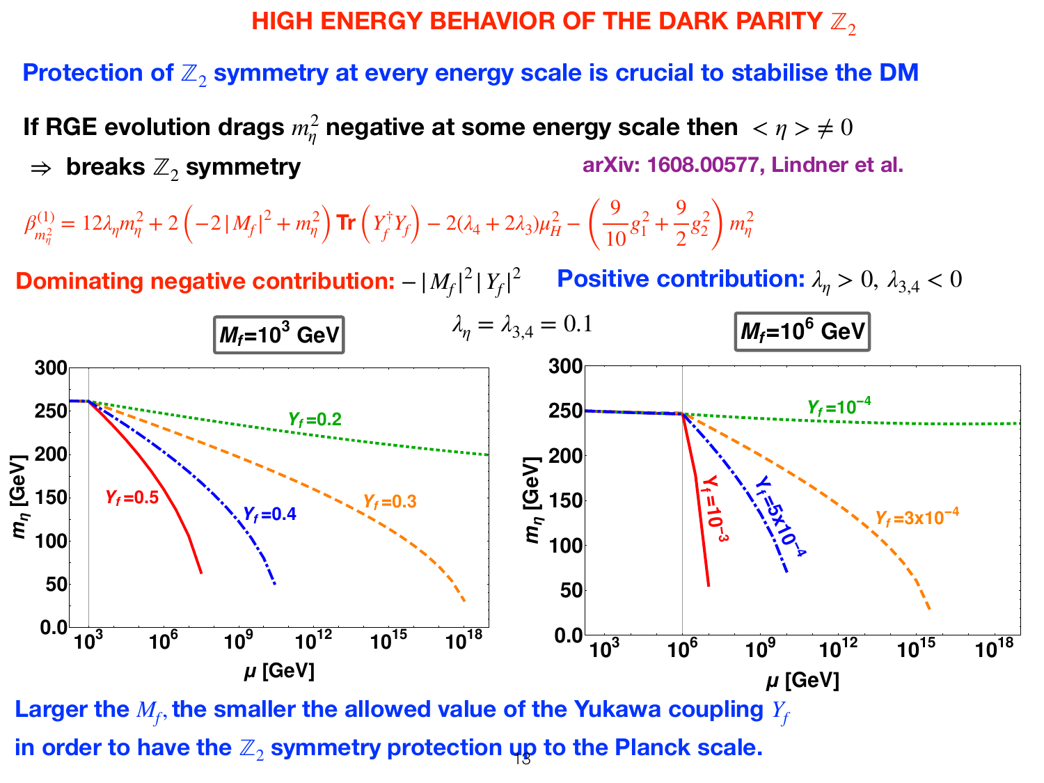# HIGH ENERGY BEHAVIOR OF THE DARK PARITY $\mathbb{Z}_2$

**Protection of $\mathbb{Z}_2$ symmetry at every energy scale is crucial to stabilise the DM**

**If RGE evolution drags $m_\eta^2$ negative at some energy scale then $<\eta> \neq 0$**

**$\Rightarrow$ breaks $\mathbb{Z}_2$ symmetry** arXiv: 1608.00577, Lindner et al.

$$\beta^{(1)}_{m_\eta^2} = 12\lambda_\eta m_\eta^2 + 2\left(-2\,|M_f|^2 + m_\eta^2\right) \textbf{Tr}\left(Y_f^\dagger Y_f\right) - 2(\lambda_4 + 2\lambda_3)\mu_H^2 - \left(\frac{9}{10}g_1^2 + \frac{9}{2}g_2^2\right)m_\eta^2$$

**Dominating negative contribution:** $-|M_f|^2\,|Y_f|^2$ **Positive contribution:** $\lambda_\eta > 0,\ \lambda_{3,4} < 0$

$\lambda_\eta = \lambda_{3,4} = 0.1$

**$M_f$=$10^3$ GeV** | **$M_f$=$10^6$ GeV**

**Larger the $M_f$, the smaller the allowed value of the Yukawa coupling $Y_f$ in order to have the $\mathbb{Z}_2$ symmetry protection up to the Planck scale.**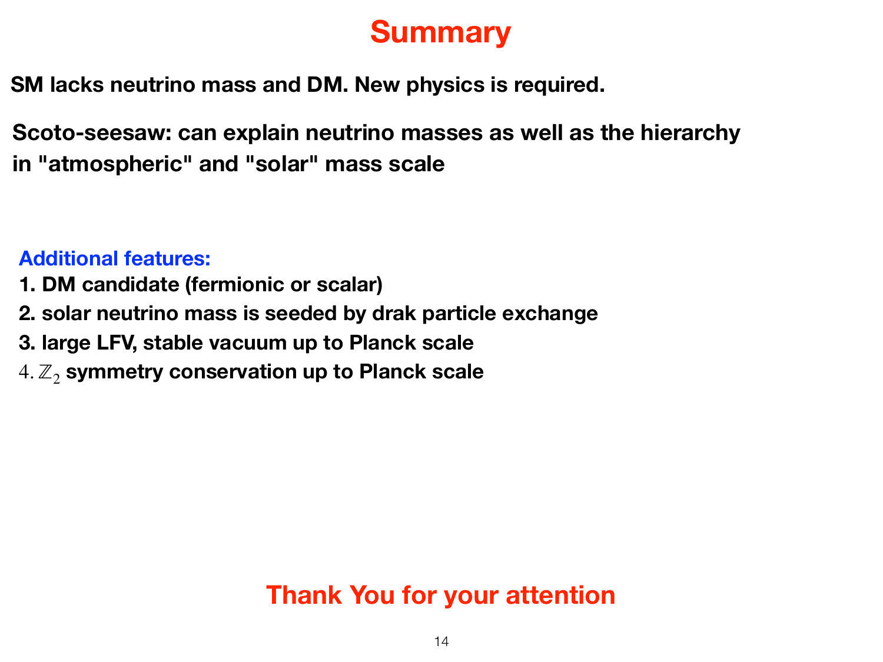# Summary

**SM lacks neutrino mass and DM. New physics is required.**

**Scoto-seesaw: can explain neutrino masses as well as the hierarchy in "atmospheric" and "solar" mass scale**

**Additional features:**

1. **DM candidate (fermionic or scalar)**
2. **solar neutrino mass is seeded by drak particle exchange**
3. **large LFV, stable vacuum up to Planck scale**
4. $\mathbb{Z}_2$ **symmetry conservation up to Planck scale**

**Thank You for your attention**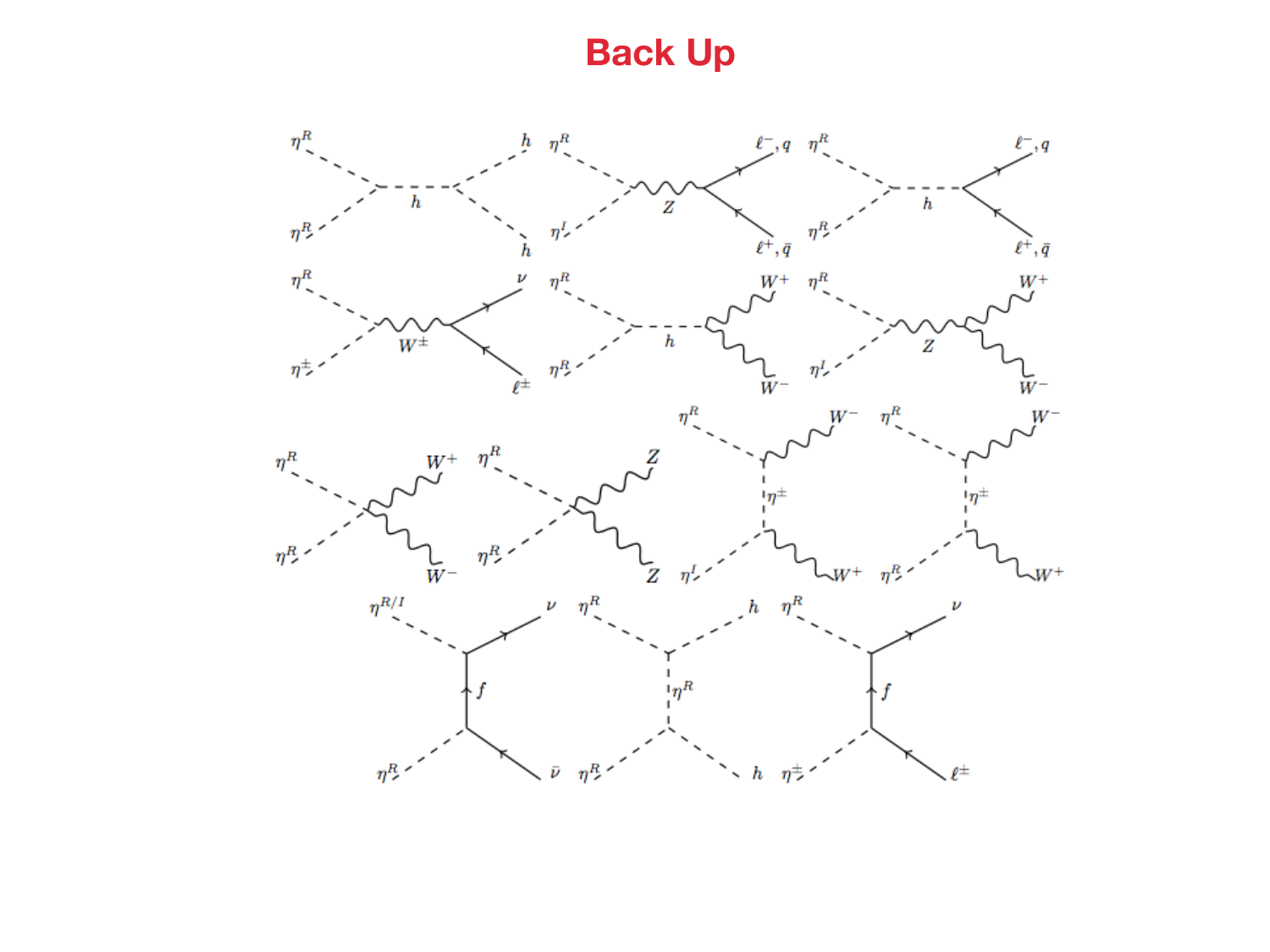# Back Up